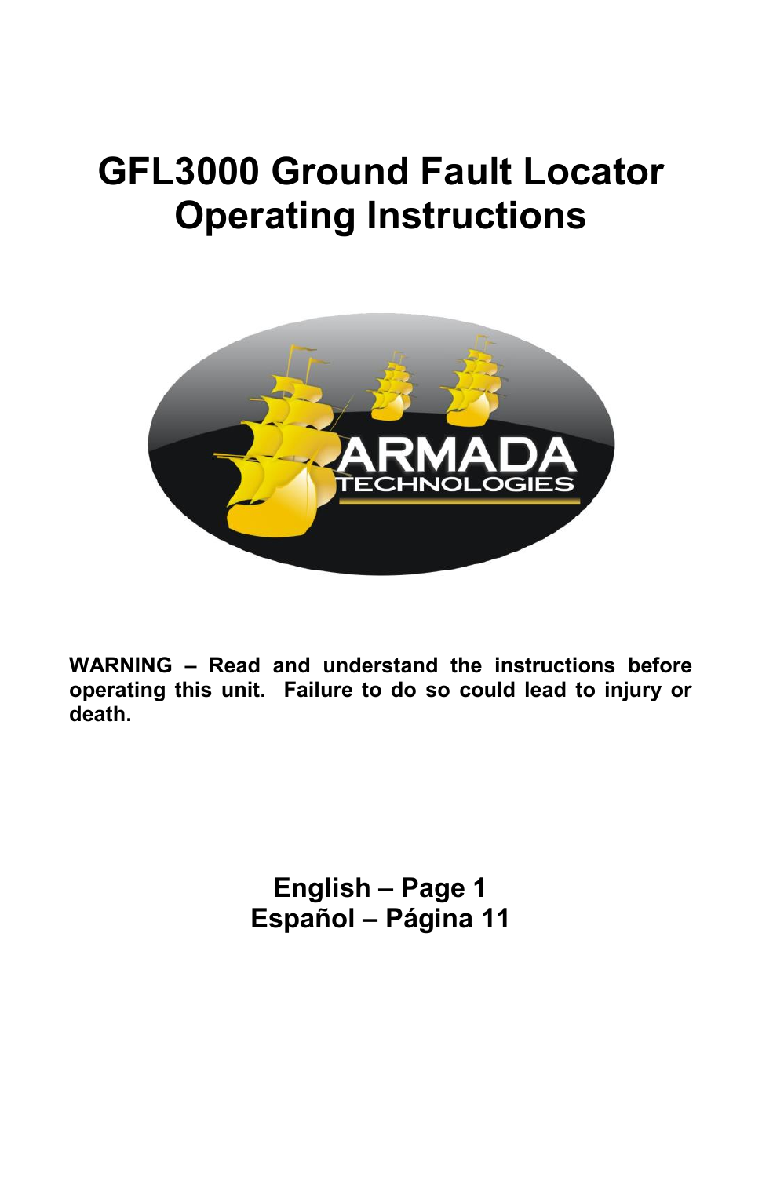# GFL3000 Ground Fault Locator Operating Instructions

**WARNING – Read and understand the instructions before operating this unit. Failure to do so could lead to injury or death.**

**English – Page 1**
**Español – Página 11**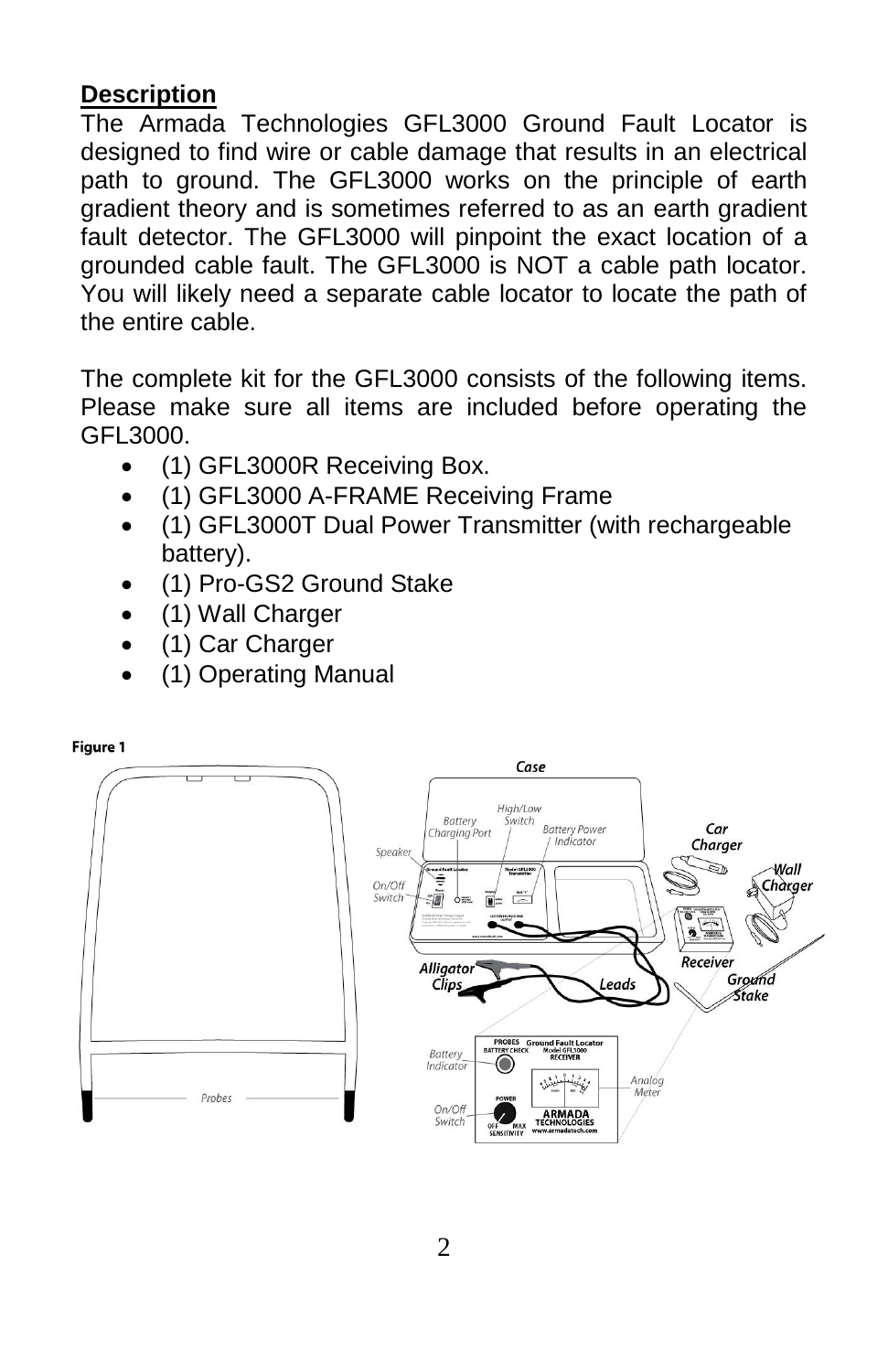**Description**

The Armada Technologies GFL3000 Ground Fault Locator is designed to find wire or cable damage that results in an electrical path to ground. The GFL3000 works on the principle of earth gradient theory and is sometimes referred to as an earth gradient fault detector. The GFL3000 will pinpoint the exact location of a grounded cable fault. The GFL3000 is NOT a cable path locator. You will likely need a separate cable locator to locate the path of the entire cable.

The complete kit for the GFL3000 consists of the following items. Please make sure all items are included before operating the GFL3000.

- (1) GFL3000R Receiving Box.
- (1) GFL3000 A-FRAME Receiving Frame
- (1) GFL3000T Dual Power Transmitter (with rechargeable battery).
- (1) Pro-GS2 Ground Stake
- (1) Wall Charger
- (1) Car Charger
- (1) Operating Manual

Figure 1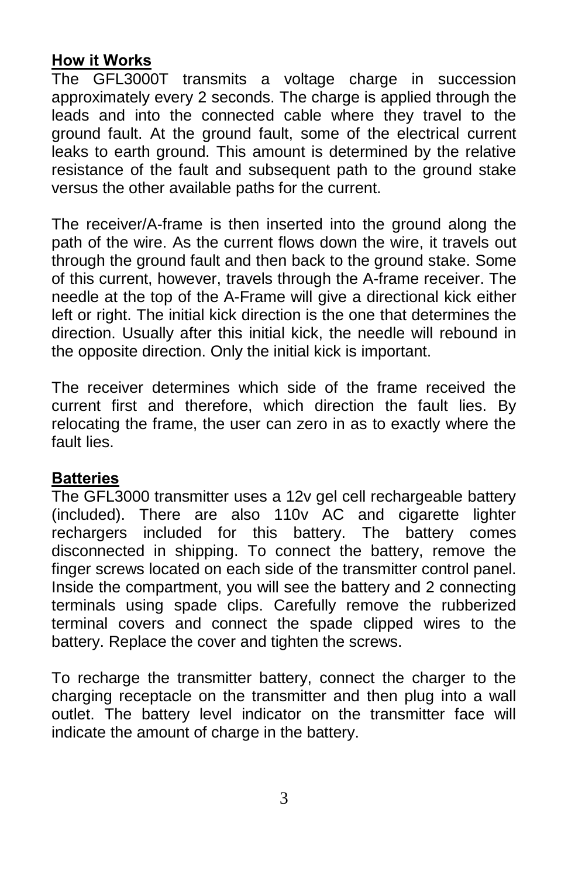## How it Works

The GFL3000T transmits a voltage charge in succession approximately every 2 seconds. The charge is applied through the leads and into the connected cable where they travel to the ground fault. At the ground fault, some of the electrical current leaks to earth ground. This amount is determined by the relative resistance of the fault and subsequent path to the ground stake versus the other available paths for the current.

The receiver/A-frame is then inserted into the ground along the path of the wire. As the current flows down the wire, it travels out through the ground fault and then back to the ground stake. Some of this current, however, travels through the A-frame receiver. The needle at the top of the A-Frame will give a directional kick either left or right. The initial kick direction is the one that determines the direction. Usually after this initial kick, the needle will rebound in the opposite direction. Only the initial kick is important.

The receiver determines which side of the frame received the current first and therefore, which direction the fault lies. By relocating the frame, the user can zero in as to exactly where the fault lies.

## Batteries

The GFL3000 transmitter uses a 12v gel cell rechargeable battery (included). There are also 110v AC and cigarette lighter rechargers included for this battery. The battery comes disconnected in shipping. To connect the battery, remove the finger screws located on each side of the transmitter control panel. Inside the compartment, you will see the battery and 2 connecting terminals using spade clips. Carefully remove the rubberized terminal covers and connect the spade clipped wires to the battery. Replace the cover and tighten the screws.

To recharge the transmitter battery, connect the charger to the charging receptacle on the transmitter and then plug into a wall outlet. The battery level indicator on the transmitter face will indicate the amount of charge in the battery.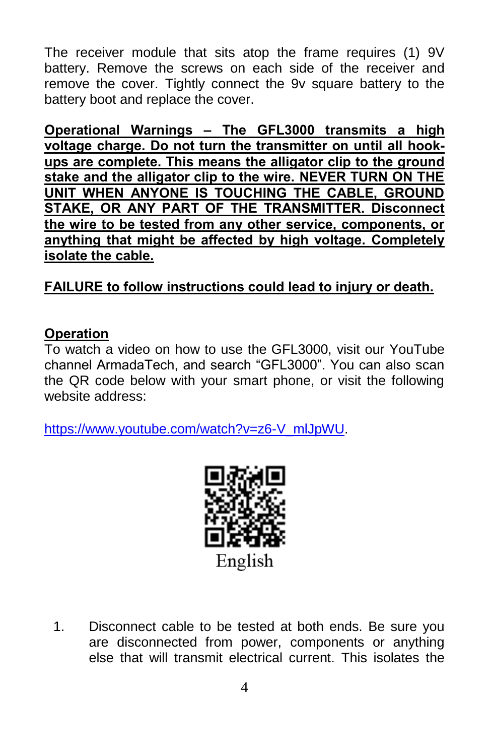The receiver module that sits atop the frame requires (1) 9V battery. Remove the screws on each side of the receiver and remove the cover. Tightly connect the 9v square battery to the battery boot and replace the cover.

**Operational Warnings – The GFL3000 transmits a high voltage charge. Do not turn the transmitter on until all hook-ups are complete. This means the alligator clip to the ground stake and the alligator clip to the wire. NEVER TURN ON THE UNIT WHEN ANYONE IS TOUCHING THE CABLE, GROUND STAKE, OR ANY PART OF THE TRANSMITTER. Disconnect the wire to be tested from any other service, components, or anything that might be affected by high voltage. Completely isolate the cable.**

**FAILURE to follow instructions could lead to injury or death.**

**Operation**

To watch a video on how to use the GFL3000, visit our YouTube channel ArmadaTech, and search “GFL3000”. You can also scan the QR code below with your smart phone, or visit the following website address:

https://www.youtube.com/watch?v=z6-V_mlJpWU.

English

1. Disconnect cable to be tested at both ends. Be sure you are disconnected from power, components or anything else that will transmit electrical current. This isolates the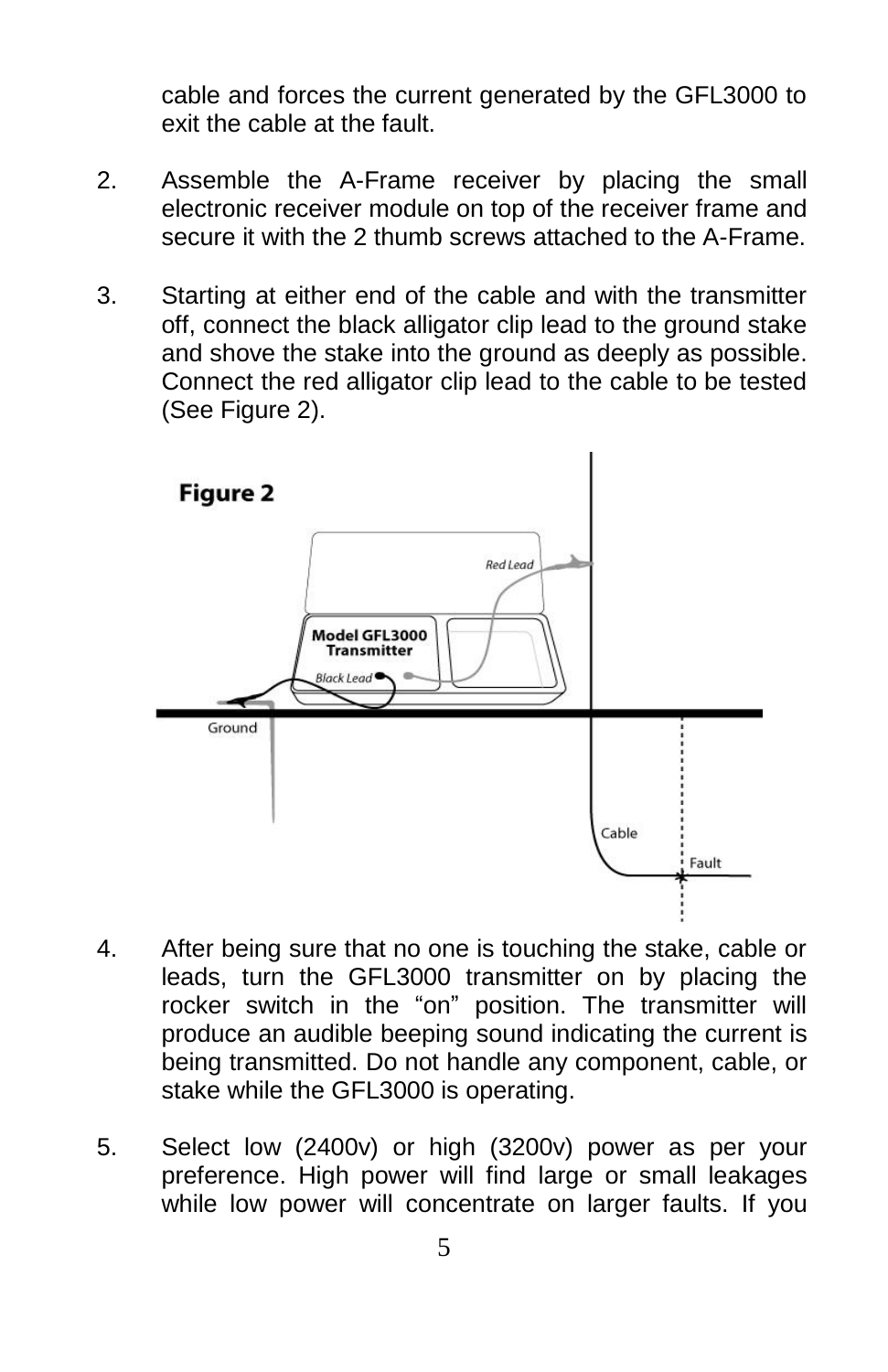cable and forces the current generated by the GFL3000 to exit the cable at the fault.

2. Assemble the A-Frame receiver by placing the small electronic receiver module on top of the receiver frame and secure it with the 2 thumb screws attached to the A-Frame.

3. Starting at either end of the cable and with the transmitter off, connect the black alligator clip lead to the ground stake and shove the stake into the ground as deeply as possible. Connect the red alligator clip lead to the cable to be tested (See Figure 2).

**Figure 2**

4. After being sure that no one is touching the stake, cable or leads, turn the GFL3000 transmitter on by placing the rocker switch in the "on" position. The transmitter will produce an audible beeping sound indicating the current is being transmitted. Do not handle any component, cable, or stake while the GFL3000 is operating.

5. Select low (2400v) or high (3200v) power as per your preference. High power will find large or small leakages while low power will concentrate on larger faults. If you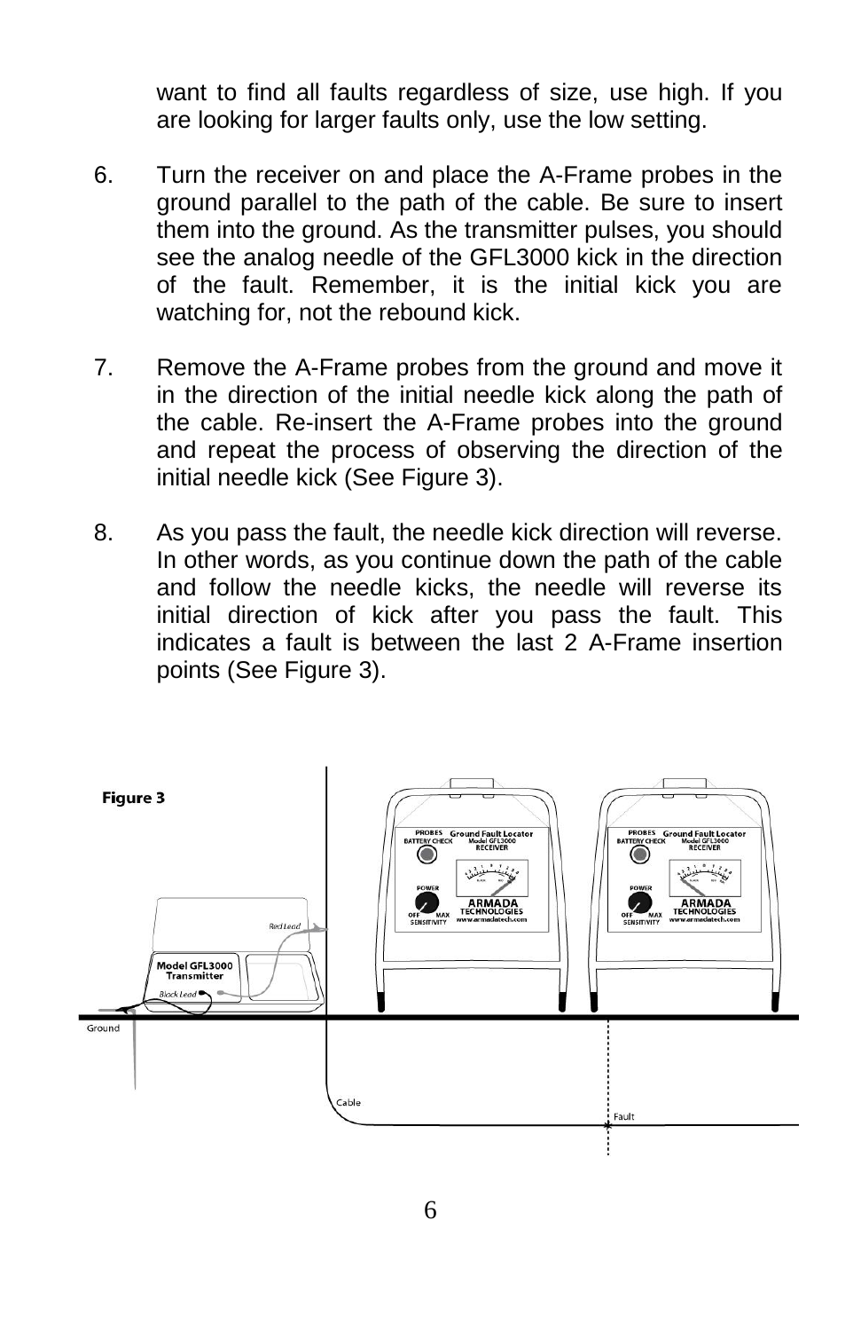want to find all faults regardless of size, use high. If you are looking for larger faults only, use the low setting.

6. Turn the receiver on and place the A-Frame probes in the ground parallel to the path of the cable. Be sure to insert them into the ground. As the transmitter pulses, you should see the analog needle of the GFL3000 kick in the direction of the fault. Remember, it is the initial kick you are watching for, not the rebound kick.

7. Remove the A-Frame probes from the ground and move it in the direction of the initial needle kick along the path of the cable. Re-insert the A-Frame probes into the ground and repeat the process of observing the direction of the initial needle kick (See Figure 3).

8. As you pass the fault, the needle kick direction will reverse. In other words, as you continue down the path of the cable and follow the needle kicks, the needle will reverse its initial direction of kick after you pass the fault. This indicates a fault is between the last 2 A-Frame insertion points (See Figure 3).

**Figure 3**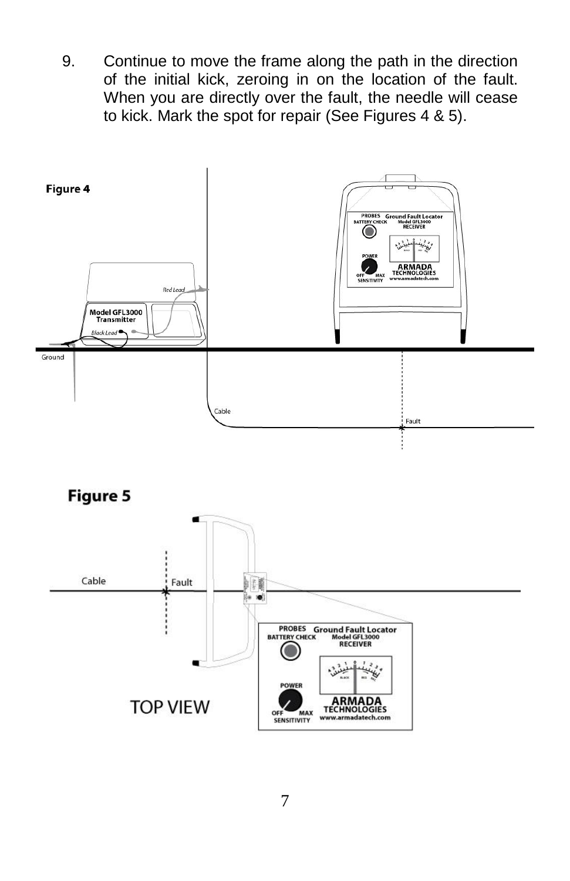9. Continue to move the frame along the path in the direction of the initial kick, zeroing in on the location of the fault. When you are directly over the fault, the needle will cease to kick. Mark the spot for repair (See Figures 4 & 5).

**Figure 4**

**Figure 5**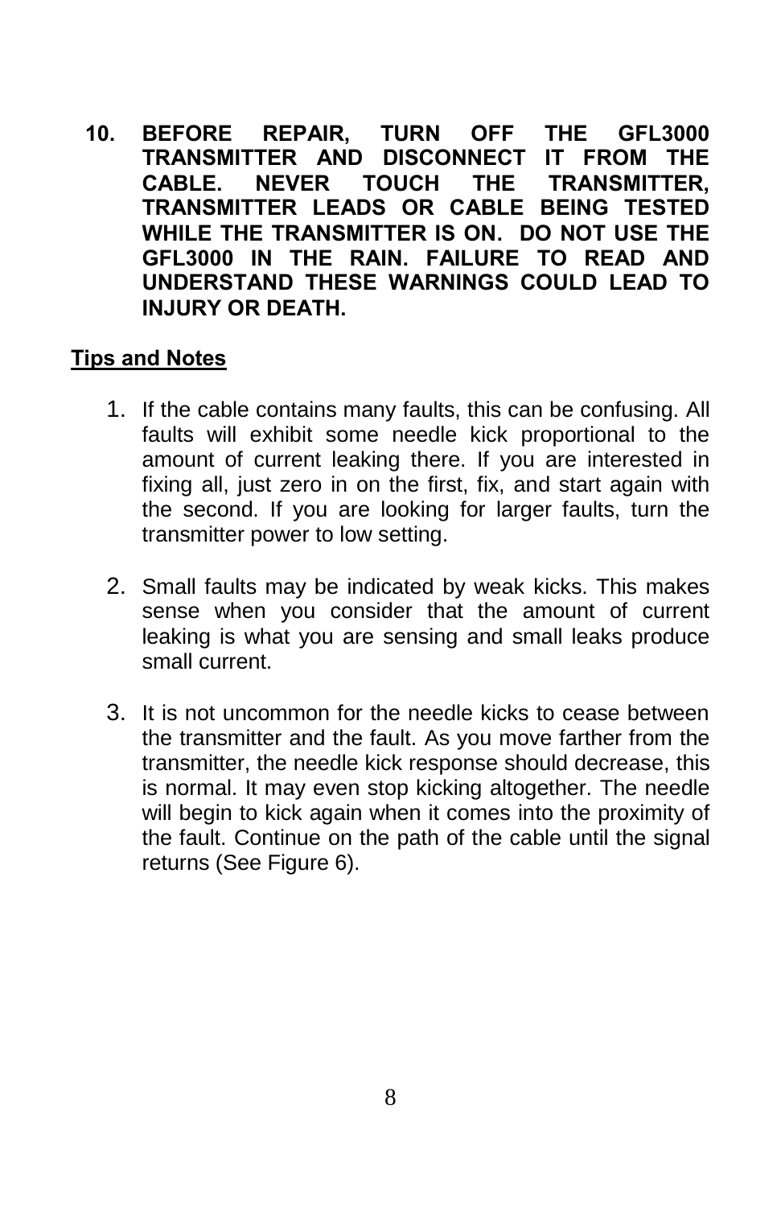10. **BEFORE REPAIR, TURN OFF THE GFL3000 TRANSMITTER AND DISCONNECT IT FROM THE CABLE. NEVER TOUCH THE TRANSMITTER, TRANSMITTER LEADS OR CABLE BEING TESTED WHILE THE TRANSMITTER IS ON. DO NOT USE THE GFL3000 IN THE RAIN. FAILURE TO READ AND UNDERSTAND THESE WARNINGS COULD LEAD TO INJURY OR DEATH.**

**Tips and Notes**

1. If the cable contains many faults, this can be confusing. All faults will exhibit some needle kick proportional to the amount of current leaking there. If you are interested in fixing all, just zero in on the first, fix, and start again with the second. If you are looking for larger faults, turn the transmitter power to low setting.

2. Small faults may be indicated by weak kicks. This makes sense when you consider that the amount of current leaking is what you are sensing and small leaks produce small current.

3. It is not uncommon for the needle kicks to cease between the transmitter and the fault. As you move farther from the transmitter, the needle kick response should decrease, this is normal. It may even stop kicking altogether. The needle will begin to kick again when it comes into the proximity of the fault. Continue on the path of the cable until the signal returns (See Figure 6).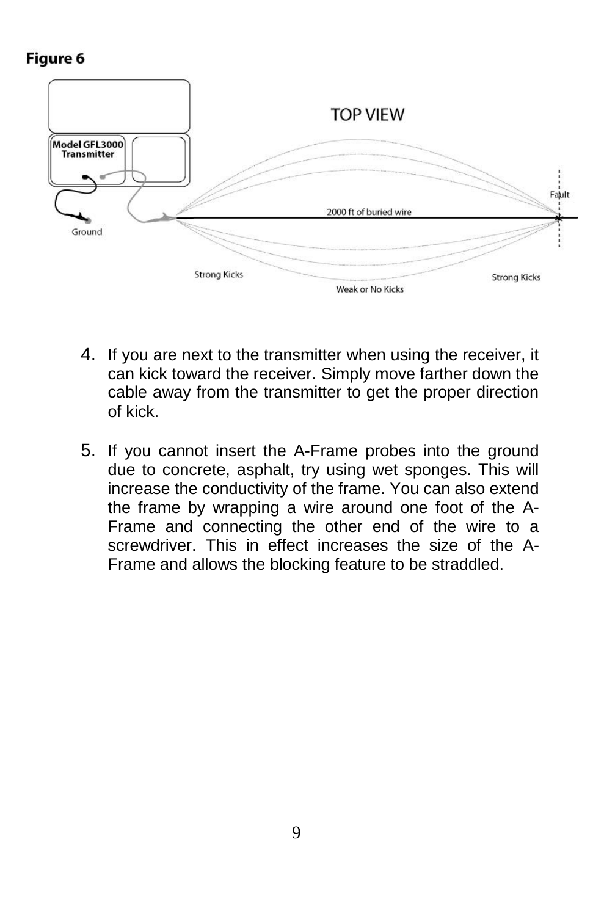**Figure 6**

4. If you are next to the transmitter when using the receiver, it can kick toward the receiver. Simply move farther down the cable away from the transmitter to get the proper direction of kick.

5. If you cannot insert the A-Frame probes into the ground due to concrete, asphalt, try using wet sponges. This will increase the conductivity of the frame. You can also extend the frame by wrapping a wire around one foot of the A-Frame and connecting the other end of the wire to a screwdriver. This in effect increases the size of the A-Frame and allows the blocking feature to be straddled.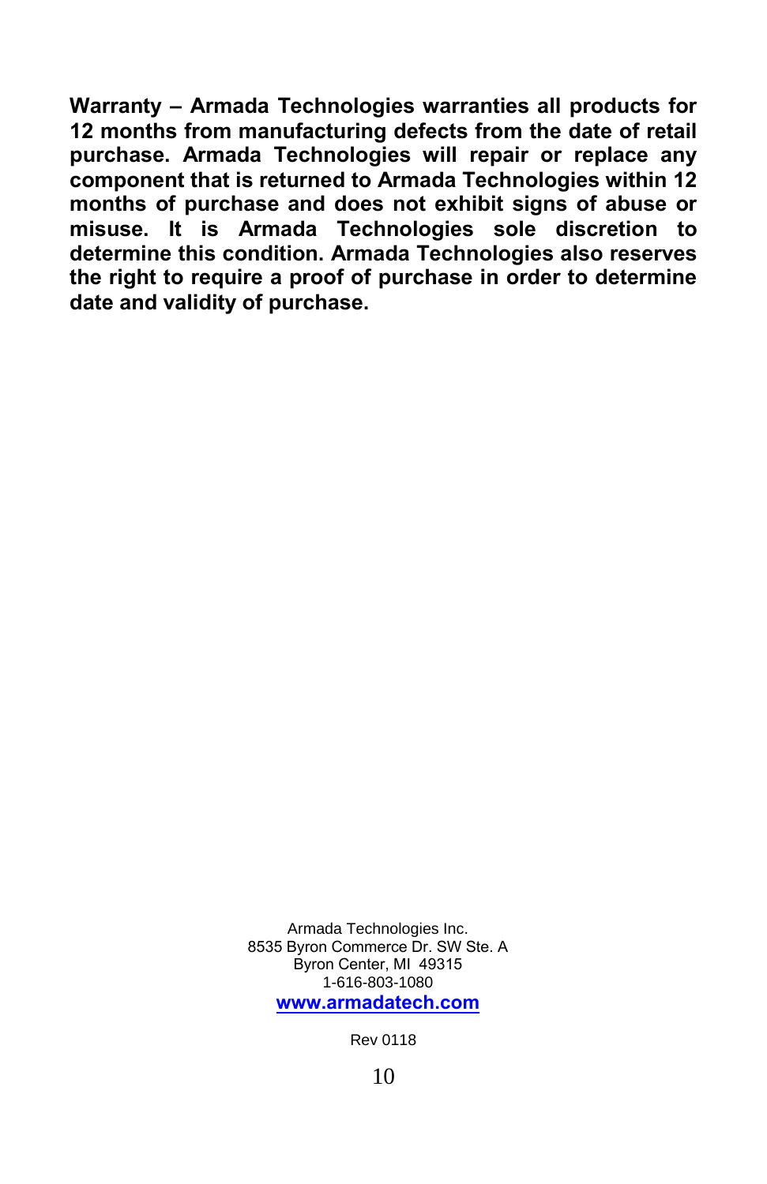**Warranty – Armada Technologies warranties all products for 12 months from manufacturing defects from the date of retail purchase. Armada Technologies will repair or replace any component that is returned to Armada Technologies within 12 months of purchase and does not exhibit signs of abuse or misuse. It is Armada Technologies sole discretion to determine this condition. Armada Technologies also reserves the right to require a proof of purchase in order to determine date and validity of purchase.**

Armada Technologies Inc.
8535 Byron Commerce Dr. SW Ste. A
Byron Center, MI 49315
1-616-803-1080
**www.armadatech.com**

Rev 0118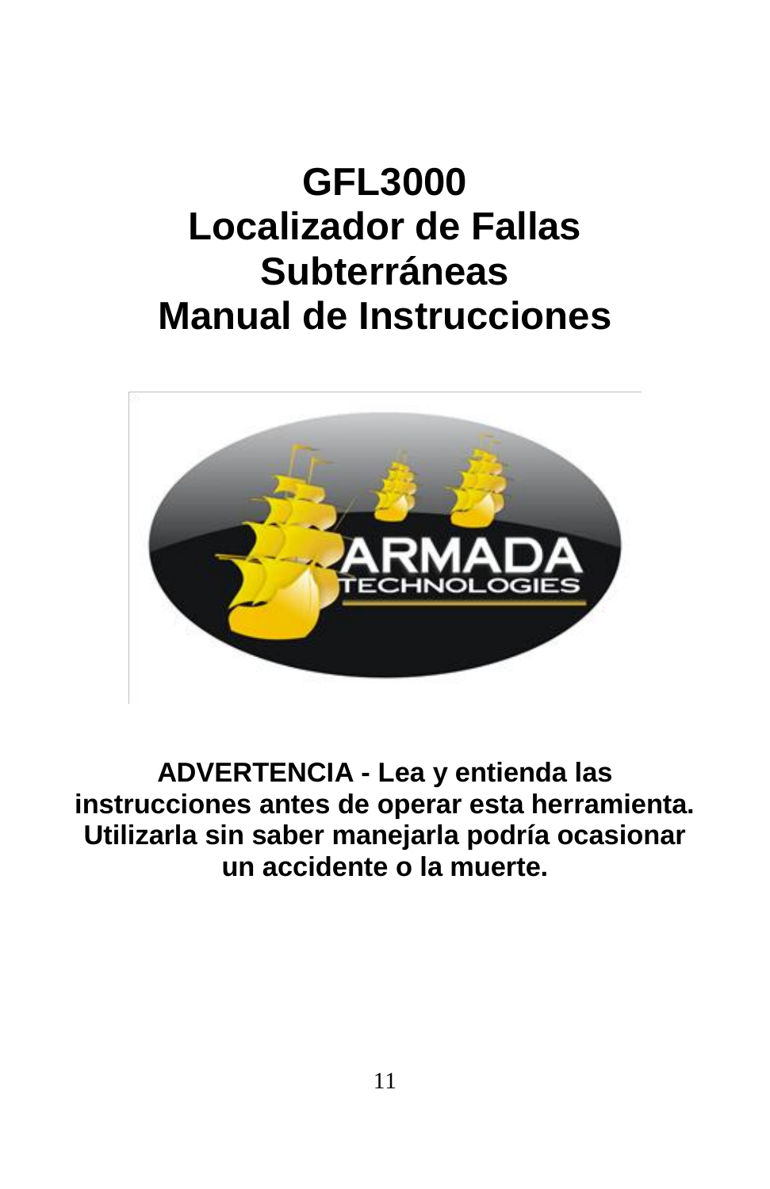# GFL3000
# Localizador de Fallas Subterráneas
# Manual de Instrucciones

**ADVERTENCIA - Lea y entienda las instrucciones antes de operar esta herramienta. Utilizarla sin saber manejarla podría ocasionar un accidente o la muerte.**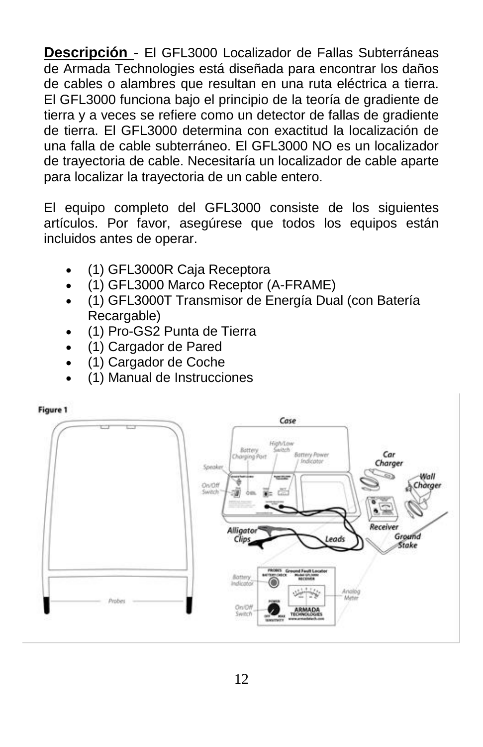**Descripción** - El GFL3000 Localizador de Fallas Subterráneas de Armada Technologies está diseñada para encontrar los daños de cables o alambres que resultan en una ruta eléctrica a tierra. El GFL3000 funciona bajo el principio de la teoría de gradiente de tierra y a veces se refiere como un detector de fallas de gradiente de tierra. El GFL3000 determina con exactitud la localización de una falla de cable subterráneo. El GFL3000 NO es un localizador de trayectoria de cable. Necesitaría un localizador de cable aparte para localizar la trayectoria de un cable entero.

El equipo completo del GFL3000 consiste de los siguientes artículos. Por favor, asegúrese que todos los equipos están incluidos antes de operar.

- (1) GFL3000R Caja Receptora
- (1) GFL3000 Marco Receptor (A-FRAME)
- (1) GFL3000T Transmisor de Energía Dual (con Batería Recargable)
- (1) Pro-GS2 Punta de Tierra
- (1) Cargador de Pared
- (1) Cargador de Coche
- (1) Manual de Instrucciones

Figure 1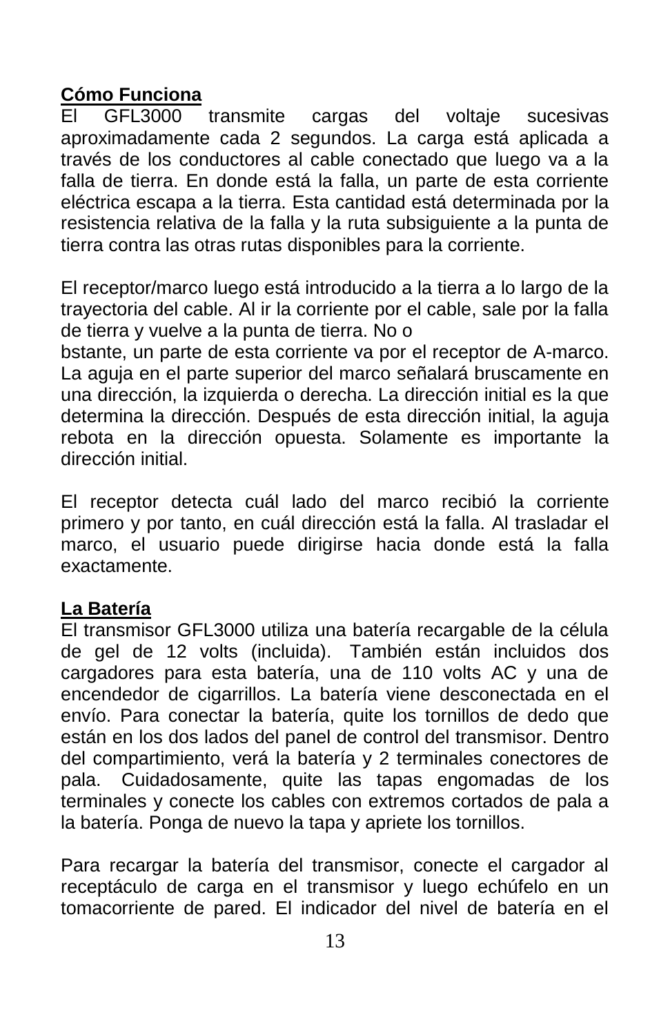**Cómo Funciona**

El GFL3000 transmite cargas del voltaje sucesivas aproximadamente cada 2 segundos. La carga está aplicada a través de los conductores al cable conectado que luego va a la falla de tierra. En donde está la falla, un parte de esta corriente eléctrica escapa a la tierra. Esta cantidad está determinada por la resistencia relativa de la falla y la ruta subsiguiente a la punta de tierra contra las otras rutas disponibles para la corriente.

El receptor/marco luego está introducido a la tierra a lo largo de la trayectoria del cable. Al ir la corriente por el cable, sale por la falla de tierra y vuelve a la punta de tierra. No o
bstante, un parte de esta corriente va por el receptor de A-marco. La aguja en el parte superior del marco señalará bruscamente en una dirección, la izquierda o derecha. La dirección initial es la que determina la dirección. Después de esta dirección initial, la aguja rebota en la dirección opuesta. Solamente es importante la dirección initial.

El receptor detecta cuál lado del marco recibió la corriente primero y por tanto, en cuál dirección está la falla. Al trasladar el marco, el usuario puede dirigirse hacia donde está la falla exactamente.

**La Batería**

El transmisor GFL3000 utiliza una batería recargable de la célula de gel de 12 volts (incluida). También están incluidos dos cargadores para esta batería, una de 110 volts AC y una de encendedor de cigarrillos. La batería viene desconectada en el envío. Para conectar la batería, quite los tornillos de dedo que están en los dos lados del panel de control del transmisor. Dentro del compartimiento, verá la batería y 2 terminales conectores de pala. Cuidadosamente, quite las tapas engomadas de los terminales y conecte los cables con extremos cortados de pala a la batería. Ponga de nuevo la tapa y apriete los tornillos.

Para recargar la batería del transmisor, conecte el cargador al receptáculo de carga en el transmisor y luego echúfelo en un tomacorriente de pared. El indicador del nivel de batería en el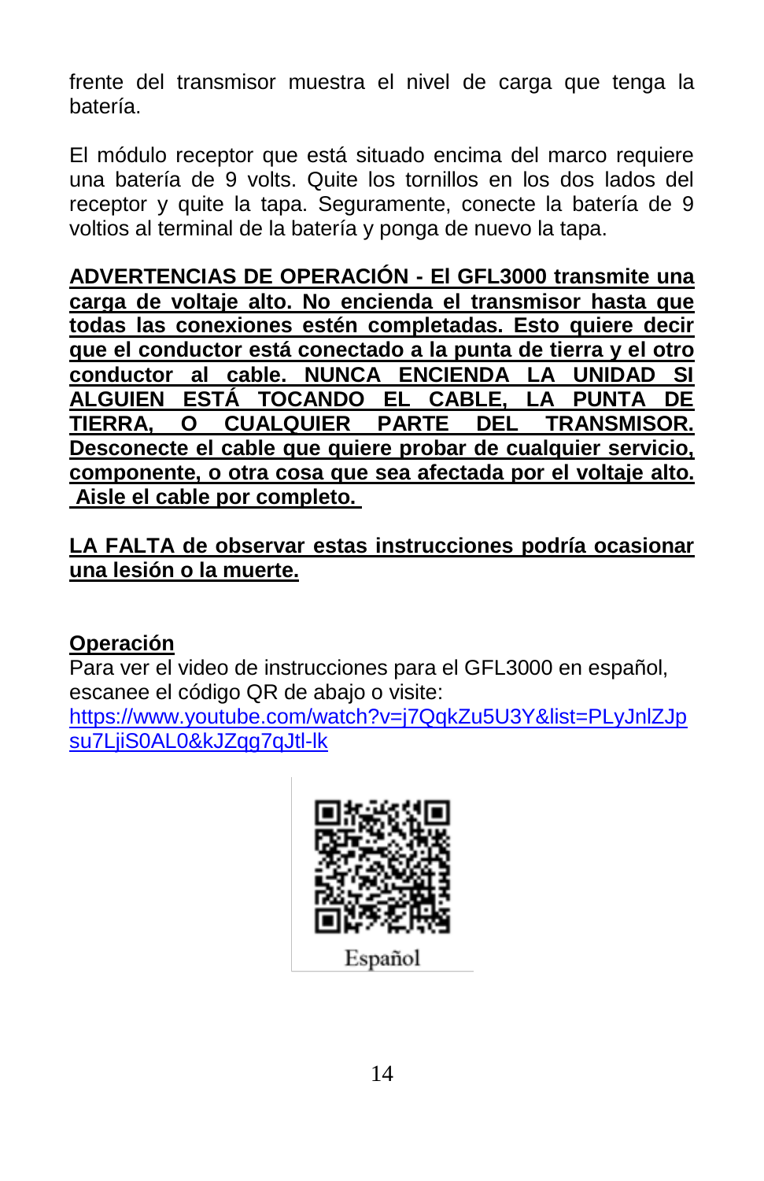frente del transmisor muestra el nivel de carga que tenga la batería.

El módulo receptor que está situado encima del marco requiere una batería de 9 volts. Quite los tornillos en los dos lados del receptor y quite la tapa. Seguramente, conecte la batería de 9 voltios al terminal de la batería y ponga de nuevo la tapa.

**ADVERTENCIAS DE OPERACIÓN - El GFL3000 transmite una carga de voltaje alto. No encienda el transmisor hasta que todas las conexiones estén completadas. Esto quiere decir que el conductor está conectado a la punta de tierra y el otro conductor al cable. NUNCA ENCIENDA LA UNIDAD SI ALGUIEN ESTÁ TOCANDO EL CABLE, LA PUNTA DE TIERRA, O CUALQUIER PARTE DEL TRANSMISOR. Desconecte el cable que quiere probar de cualquier servicio, componente, o otra cosa que sea afectada por el voltaje alto. Aisle el cable por completo.**

**LA FALTA de observar estas instrucciones podría ocasionar una lesión o la muerte.**

**Operación**

Para ver el video de instrucciones para el GFL3000 en español, escanee el código QR de abajo o visite: https://www.youtube.com/watch?v=j7QqkZu5U3Y&list=PLyJnlZJpsu7LjiS0AL0&kJZqg7qJtl-lk

Español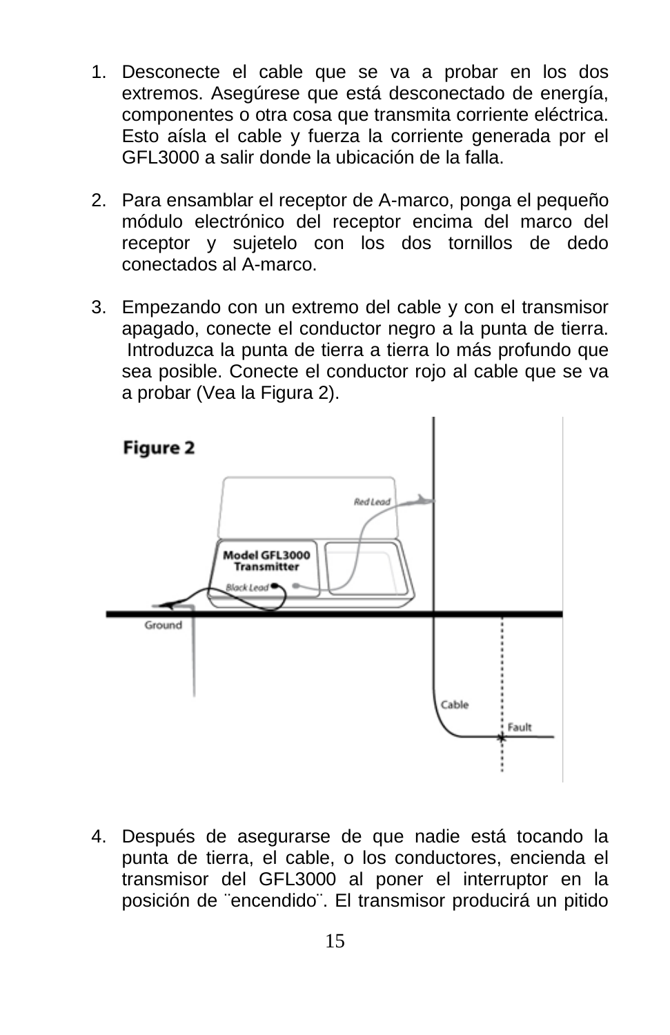1. Desconecte el cable que se va a probar en los dos extremos. Asegúrese que está desconectado de energía, componentes o otra cosa que transmita corriente eléctrica. Esto aísla el cable y fuerza la corriente generada por el GFL3000 a salir donde la ubicación de la falla.

2. Para ensamblar el receptor de A-marco, ponga el pequeño módulo electrónico del receptor encima del marco del receptor y sujetelo con los dos tornillos de dedo conectados al A-marco.

3. Empezando con un extremo del cable y con el transmisor apagado, conecte el conductor negro a la punta de tierra. Introduzca la punta de tierra a tierra lo más profundo que sea posible. Conecte el conductor rojo al cable que se va a probar (Vea la Figura 2).

**Figure 2**

Model GFL3000 Transmitter

Red Lead

Black Lead

Ground

Cable

Fault

4. Después de asegurarse de que nadie está tocando la punta de tierra, el cable, o los conductores, encienda el transmisor del GFL3000 al poner el interruptor en la posición de ¨encendido¨. El transmisor producirá un pitido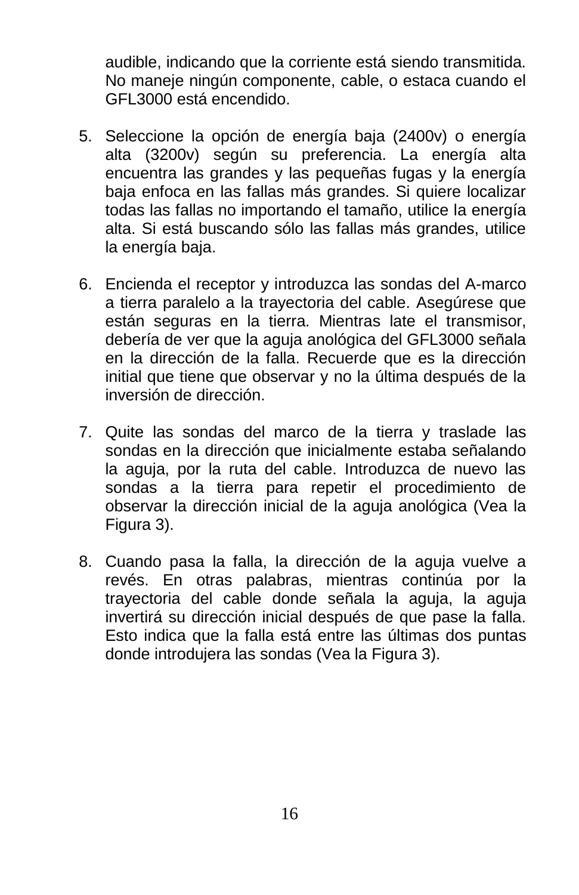audible, indicando que la corriente está siendo transmitida. No maneje ningún componente, cable, o estaca cuando el GFL3000 está encendido.

5. Seleccione la opción de energía baja (2400v) o energía alta (3200v) según su preferencia. La energía alta encuentra las grandes y las pequeñas fugas y la energía baja enfoca en las fallas más grandes. Si quiere localizar todas las fallas no importando el tamaño, utilice la energía alta. Si está buscando sólo las fallas más grandes, utilice la energía baja.

6. Encienda el receptor y introduzca las sondas del A-marco a tierra paralelo a la trayectoria del cable. Asegúrese que están seguras en la tierra. Mientras late el transmisor, debería de ver que la aguja anológica del GFL3000 señala en la dirección de la falla. Recuerde que es la dirección initial que tiene que observar y no la última después de la inversión de dirección.

7. Quite las sondas del marco de la tierra y traslade las sondas en la dirección que inicialmente estaba señalando la aguja, por la ruta del cable. Introduzca de nuevo las sondas a la tierra para repetir el procedimiento de observar la dirección inicial de la aguja anológica (Vea la Figura 3).

8. Cuando pasa la falla, la dirección de la aguja vuelve a revés. En otras palabras, mientras continúa por la trayectoria del cable donde señala la aguja, la aguja invertirá su dirección inicial después de que pase la falla. Esto indica que la falla está entre las últimas dos puntas donde introdujera las sondas (Vea la Figura 3).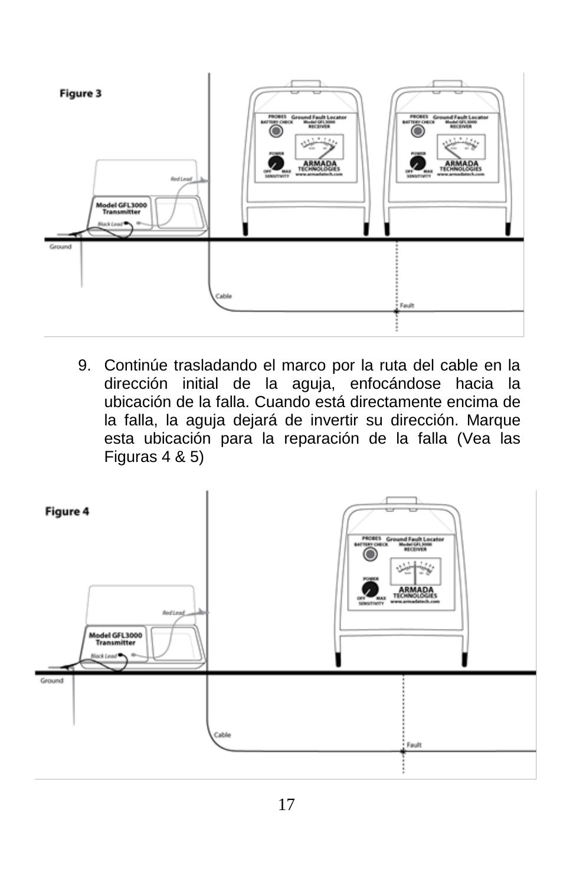**Figure 3**

9. Continúe trasladando el marco por la ruta del cable en la dirección initial de la aguja, enfocándose hacia la ubicación de la falla. Cuando está directamente encima de la falla, la aguja dejará de invertir su dirección. Marque esta ubicación para la reparación de la falla (Vea las Figuras 4 & 5)

**Figure 4**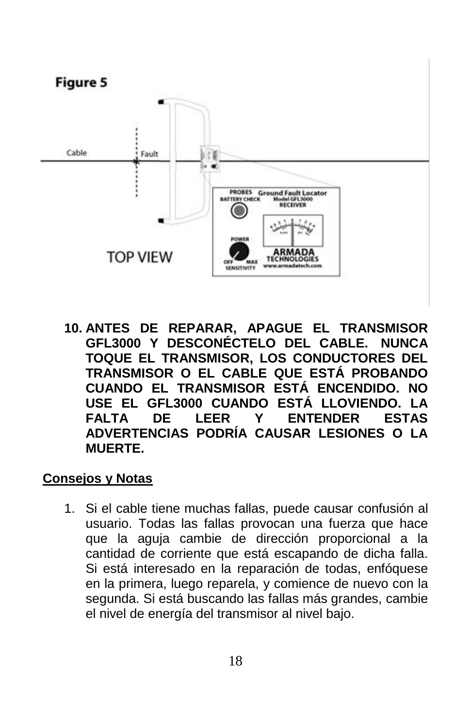**Figure 5**

Cable

Fault

TOP VIEW

PROBES BATTERY CHECK Ground Fault Locator Model GFL3000 RECEIVER

POWER

OFF MAX SENSITIVITY

ARMADA TECHNOLOGIES www.armadatech.com

10. **ANTES DE REPARAR, APAGUE EL TRANSMISOR GFL3000 Y DESCONÉCTELO DEL CABLE. NUNCA TOQUE EL TRANSMISOR, LOS CONDUCTORES DEL TRANSMISOR O EL CABLE QUE ESTÁ PROBANDO CUANDO EL TRANSMISOR ESTÁ ENCENDIDO. NO USE EL GFL3000 CUANDO ESTÁ LLOVIENDO. LA FALTA DE LEER Y ENTENDER ESTAS ADVERTENCIAS PODRÍA CAUSAR LESIONES O LA MUERTE.**

## Consejos y Notas

1. Si el cable tiene muchas fallas, puede causar confusión al usuario. Todas las fallas provocan una fuerza que hace que la aguja cambie de dirección proporcional a la cantidad de corriente que está escapando de dicha falla. Si está interesado en la reparación de todas, enfóquese en la primera, luego reparela, y comience de nuevo con la segunda. Si está buscando las fallas más grandes, cambie el nivel de energía del transmisor al nivel bajo.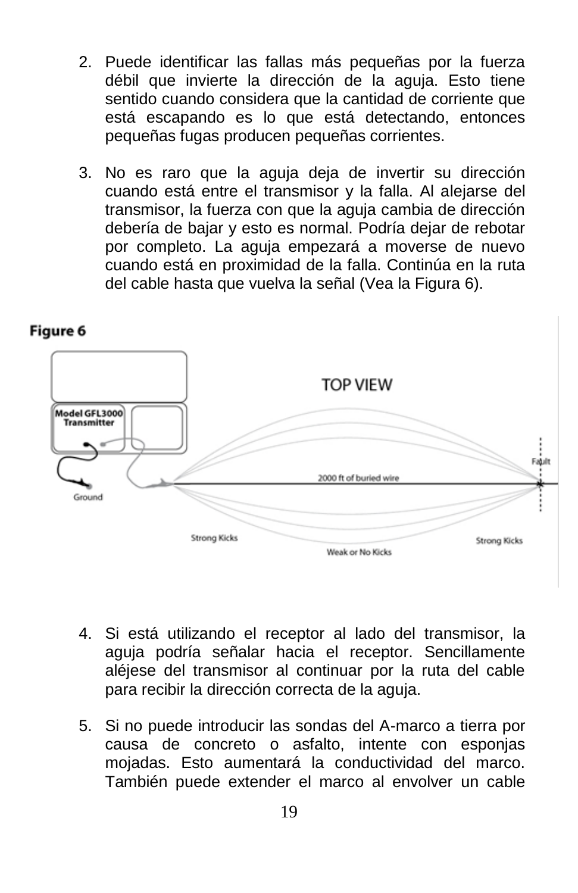2. Puede identificar las fallas más pequeñas por la fuerza débil que invierte la dirección de la aguja. Esto tiene sentido cuando considera que la cantidad de corriente que está escapando es lo que está detectando, entonces pequeñas fugas producen pequeñas corrientes.

3. No es raro que la aguja deja de invertir su dirección cuando está entre el transmisor y la falla. Al alejarse del transmisor, la fuerza con que la aguja cambia de dirección debería de bajar y esto es normal. Podría dejar de rebotar por completo. La aguja empezará a moverse de nuevo cuando está en proximidad de la falla. Continúa en la ruta del cable hasta que vuelva la señal (Vea la Figura 6).

**Figure 6**

4. Si está utilizando el receptor al lado del transmisor, la aguja podría señalar hacia el receptor. Sencillamente aléjese del transmisor al continuar por la ruta del cable para recibir la dirección correcta de la aguja.

5. Si no puede introducir las sondas del A-marco a tierra por causa de concreto o asfalto, intente con esponjas mojadas. Esto aumentará la conductividad del marco. También puede extender el marco al envolver un cable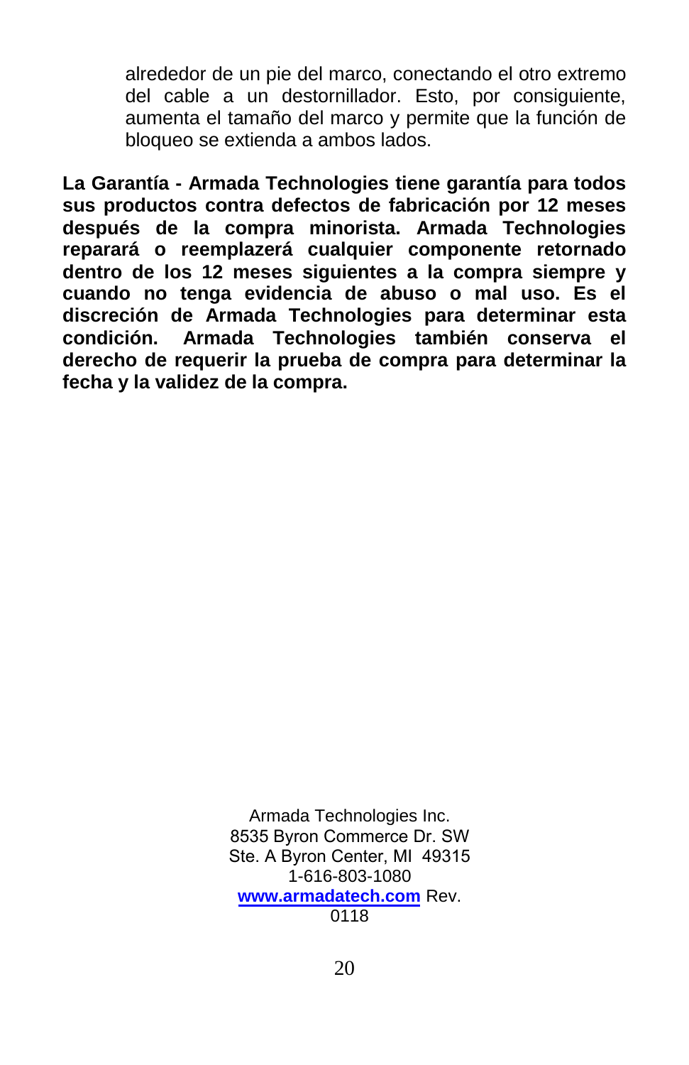alrededor de un pie del marco, conectando el otro extremo del cable a un destornillador. Esto, por consiguiente, aumenta el tamaño del marco y permite que la función de bloqueo se extienda a ambos lados.

**La Garantía - Armada Technologies tiene garantía para todos sus productos contra defectos de fabricación por 12 meses después de la compra minorista. Armada Technologies reparará o reemplazerá cualquier componente retornado dentro de los 12 meses siguientes a la compra siempre y cuando no tenga evidencia de abuso o mal uso. Es el discreción de Armada Technologies para determinar esta condición. Armada Technologies también conserva el derecho de requerir la prueba de compra para determinar la fecha y la validez de la compra.**

Armada Technologies Inc.
8535 Byron Commerce Dr. SW
Ste. A Byron Center, MI 49315
1-616-803-1080
**www.armadatech.com** Rev. 0118